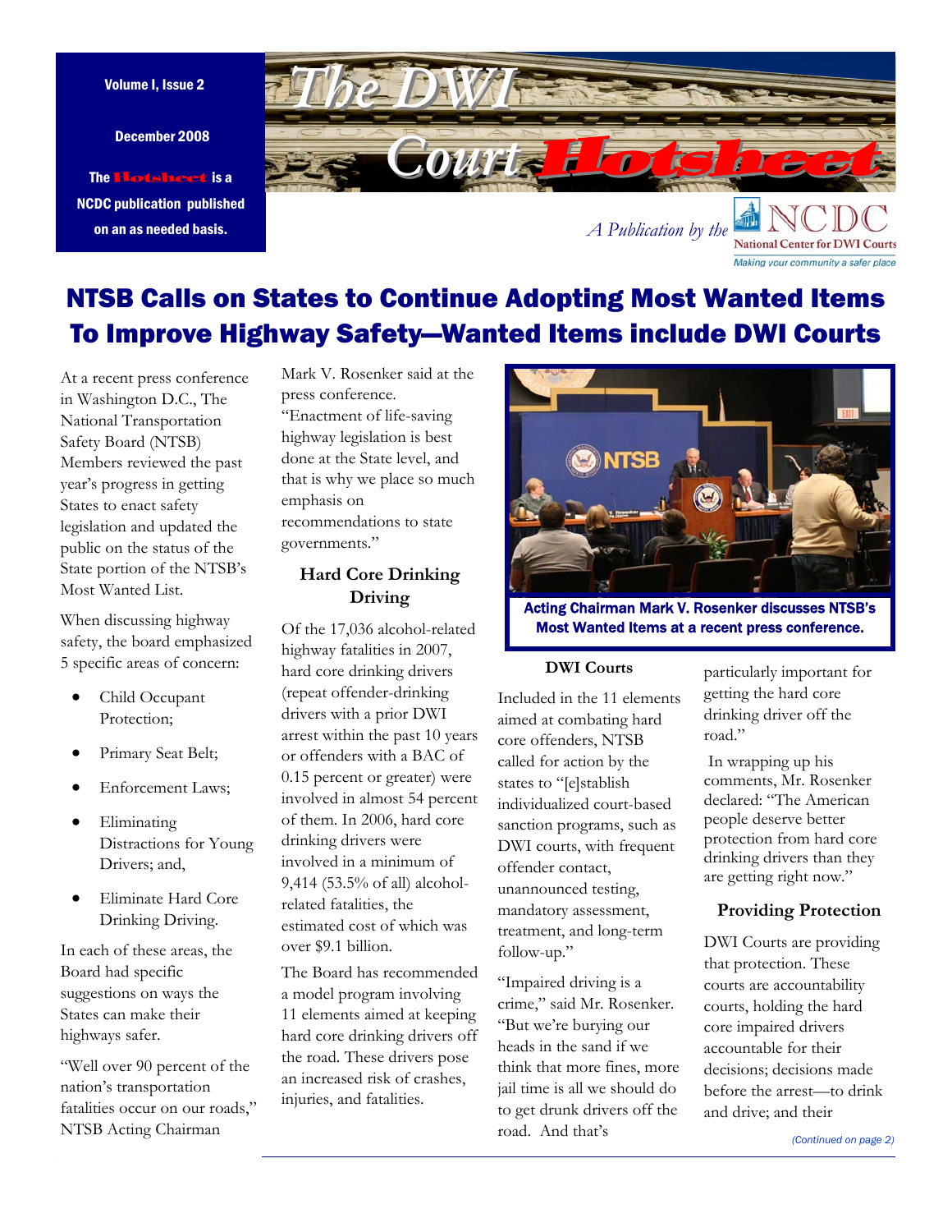Volume I, Issue 2

December 2008

The **Hotsheet** is a NCDC publication published on an as needed basis.

# The DWI Court Hotsheet

*A Publication by the* NCDC National Center for DWI Courts

*Making your community a safer place*

# NTSB Calls on States to Continue Adopting Most Wanted Items To Improve Highway Safety—Wanted Items include DWI Courts

At a recent press conference in Washington D.C., The National Transportation Safety Board (NTSB) Members reviewed the past year's progress in getting States to enact safety legislation and updated the public on the status of the State portion of the NTSB's Most Wanted List.

When discussing highway safety, the board emphasized 5 specific areas of concern:

- Child Occupant Protection;
- Primary Seat Belt;
- Enforcement Laws;
- Eliminating Distractions for Young Drivers; and,
- Eliminate Hard Core Drinking Driving.

In each of these areas, the Board had specific suggestions on ways the States can make their highways safer.

"Well over 90 percent of the nation's transportation fatalities occur on our roads," NTSB Acting Chairman Mark V. Rosenker said at the press conference. "Enactment of life-saving highway legislation is best done at the State level, and that is why we place so much emphasis on recommendations to state governments."

## Hard Core Drinking Driving

Of the 17,036 alcohol-related highway fatalities in 2007, hard core drinking drivers (repeat offender-drinking drivers with a prior DWI arrest within the past 10 years or offenders with a BAC of 0.15 percent or greater) were involved in almost 54 percent of them. In 2006, hard core drinking drivers were involved in a minimum of 9,414 (53.5% of all) alcohol-related fatalities, the estimated cost of which was over $9.1 billion.

The Board has recommended a model program involving 11 elements aimed at keeping hard core drinking drivers off the road. These drivers pose an increased risk of crashes, injuries, and fatalities.

Acting Chairman Mark V. Rosenker discusses NTSB's Most Wanted Items at a recent press conference.

## DWI Courts

Included in the 11 elements aimed at combating hard core offenders, NTSB called for action by the states to "[e]stablish individualized court-based sanction programs, such as DWI courts, with frequent offender contact, unannounced testing, mandatory assessment, treatment, and long-term follow-up."

"Impaired driving is a crime," said Mr. Rosenker. "But we're burying our heads in the sand if we think that more fines, more jail time is all we should do to get drunk drivers off the road. And that's particularly important for getting the hard core drinking driver off the road."

In wrapping up his comments, Mr. Rosenker declared: "The American people deserve better protection from hard core drinking drivers than they are getting right now."

## Providing Protection

DWI Courts are providing that protection. These courts are accountability courts, holding the hard core impaired drivers accountable for their decisions; decisions made before the arrest—to drink and drive; and their

*(Continued on page 2)*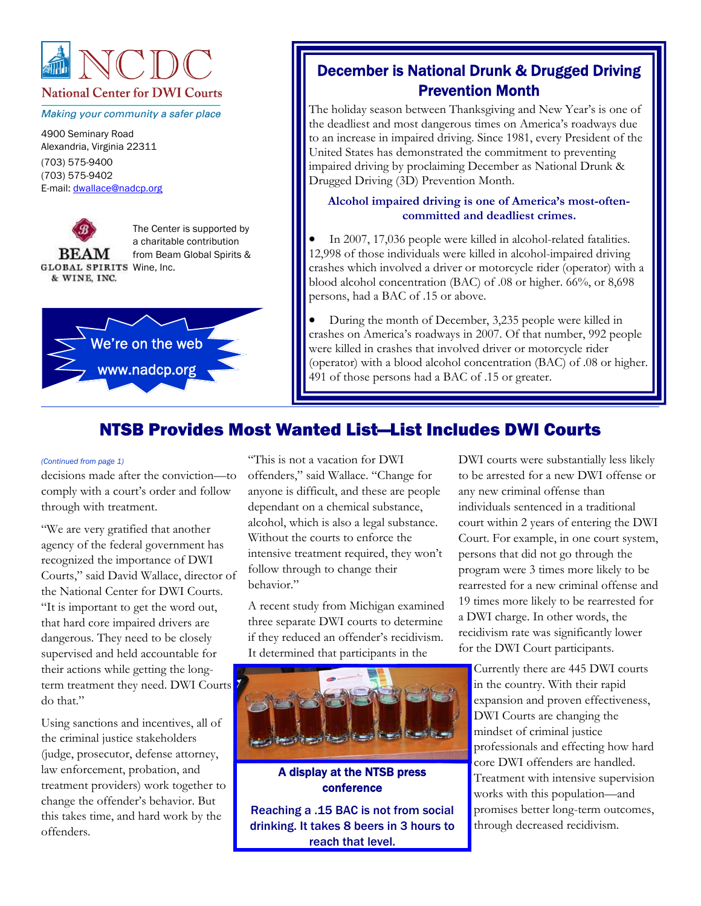# NCDC

**National Center for DWI Courts**

*Making your community a safer place*

4900 Seminary Road
Alexandria, Virginia 22311
(703) 575-9400
(703) 575-9402
E-mail: dwallace@nadcp.org

BEAM GLOBAL SPIRITS & WINE, INC.

The Center is supported by a charitable contribution from Beam Global Spirits & Wine, Inc.

We're on the web
www.nadcp.org

## December is National Drunk & Drugged Driving Prevention Month

The holiday season between Thanksgiving and New Year's is one of the deadliest and most dangerous times on America's roadways due to an increase in impaired driving. Since 1981, every President of the United States has demonstrated the commitment to preventing impaired driving by proclaiming December as National Drunk & Drugged Driving (3D) Prevention Month.

**Alcohol impaired driving is one of America's most-often-committed and deadliest crimes.**

- In 2007, 17,036 people were killed in alcohol-related fatalities. 12,998 of those individuals were killed in alcohol-impaired driving crashes which involved a driver or motorcycle rider (operator) with a blood alcohol concentration (BAC) of .08 or higher. 66%, or 8,698 persons, had a BAC of .15 or above.
- During the month of December, 3,235 people were killed in crashes on America's roadways in 2007. Of that number, 992 people were killed in crashes that involved driver or motorcycle rider (operator) with a blood alcohol concentration (BAC) of .08 or higher. 491 of those persons had a BAC of .15 or greater.

## NTSB Provides Most Wanted List—List Includes DWI Courts

*(Continued from page 1)*

decisions made after the conviction—to comply with a court's order and follow through with treatment.

"We are very gratified that another agency of the federal government has recognized the importance of DWI Courts," said David Wallace, director of the National Center for DWI Courts. "It is important to get the word out, that hard core impaired drivers are dangerous. They need to be closely supervised and held accountable for their actions while getting the long-term treatment they need. DWI Courts do that."

Using sanctions and incentives, all of the criminal justice stakeholders (judge, prosecutor, defense attorney, law enforcement, probation, and treatment providers) work together to change the offender's behavior. But this takes time, and hard work by the offenders.

"This is not a vacation for DWI offenders," said Wallace. "Change for anyone is difficult, and these are people dependant on a chemical substance, alcohol, which is also a legal substance. Without the courts to enforce the intensive treatment required, they won't follow through to change their behavior."

A recent study from Michigan examined three separate DWI courts to determine if they reduced an offender's recidivism. It determined that participants in the DWI courts were substantially less likely to be arrested for a new DWI offense or any new criminal offense than individuals sentenced in a traditional court within 2 years of entering the DWI Court. For example, in one court system, persons that did not go through the program were 3 times more likely to be rearrested for a new criminal offense and 19 times more likely to be rearrested for a DWI charge. In other words, the recidivism rate was significantly lower for the DWI Court participants.

**A display at the NTSB press conference**

**Reaching a .15 BAC is not from social drinking. It takes 8 beers in 3 hours to reach that level.**

Currently there are 445 DWI courts in the country. With their rapid expansion and proven effectiveness, DWI Courts are changing the mindset of criminal justice professionals and effecting how hard core DWI offenders are handled. Treatment with intensive supervision works with this population—and promises better long-term outcomes, through decreased recidivism.